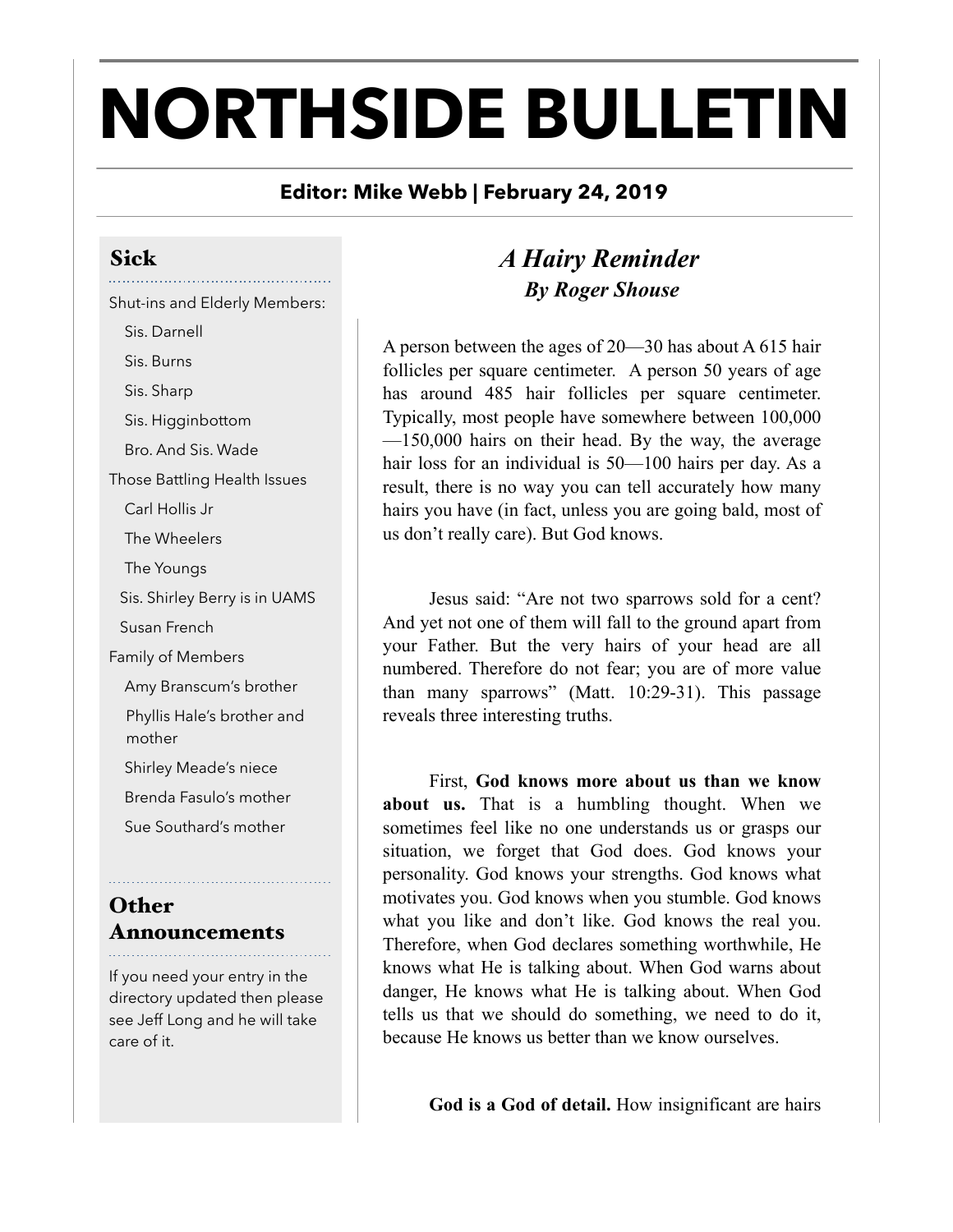# NORTHSIDE BULLETIN

**Editor: Mike Webb | February 24, 2019**

## Sick

Shut-ins and Elderly Members:

- Sis. Darnell
- Sis. Burns
- Sis. Sharp
- Sis. Higginbottom
- Bro. And Sis. Wade

Those Battling Health Issues

- Carl Hollis Jr
- The Wheelers
- The Youngs
- Sis. Shirley Berry is in UAMS
- Susan French

Family of Members

- Amy Branscum's brother
- Phyllis Hale's brother and mother
- Shirley Meade's niece
- Brenda Fasulo's mother
- Sue Southard's mother

## Other Announcements

If you need your entry in the directory updated then please see Jeff Long and he will take care of it.

## *A Hairy Reminder*

***By Roger Shouse***

A person between the ages of 20—30 has about A 615 hair follicles per square centimeter. A person 50 years of age has around 485 hair follicles per square centimeter. Typically, most people have somewhere between 100,000—150,000 hairs on their head. By the way, the average hair loss for an individual is 50—100 hairs per day. As a result, there is no way you can tell accurately how many hairs you have (in fact, unless you are going bald, most of us don't really care). But God knows.

Jesus said: "Are not two sparrows sold for a cent? And yet not one of them will fall to the ground apart from your Father. But the very hairs of your head are all numbered. Therefore do not fear; you are of more value than many sparrows" (Matt. 10:29-31). This passage reveals three interesting truths.

First, **God knows more about us than we know about us.** That is a humbling thought. When we sometimes feel like no one understands us or grasps our situation, we forget that God does. God knows your personality. God knows your strengths. God knows what motivates you. God knows when you stumble. God knows what you like and don't like. God knows the real you. Therefore, when God declares something worthwhile, He knows what He is talking about. When God warns about danger, He knows what He is talking about. When God tells us that we should do something, we need to do it, because He knows us better than we know ourselves.

**God is a God of detail.** How insignificant are hairs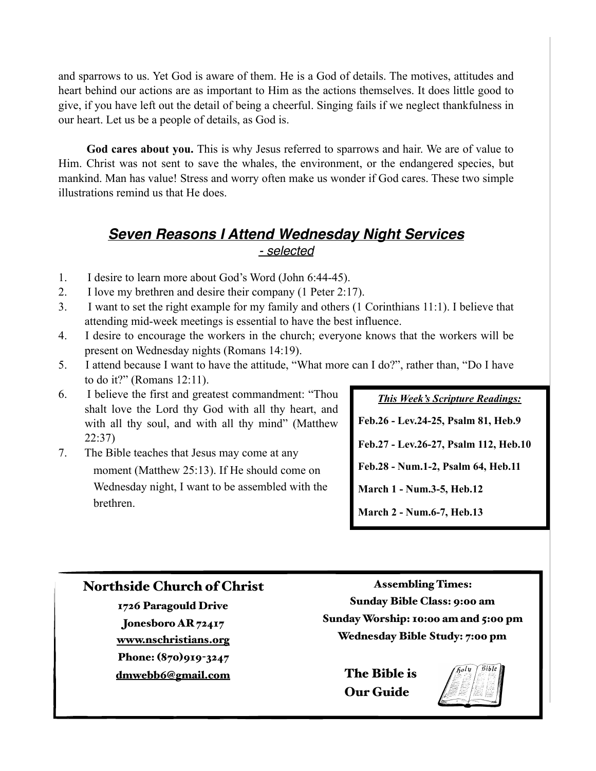and sparrows to us. Yet God is aware of them. He is a God of details. The motives, attitudes and heart behind our actions are as important to Him as the actions themselves. It does little good to give, if you have left out the detail of being a cheerful. Singing fails if we neglect thankfulness in our heart. Let us be a people of details, as God is.

**God cares about you.** This is why Jesus referred to sparrows and hair. We are of value to Him. Christ was not sent to save the whales, the environment, or the endangered species, but mankind. Man has value! Stress and worry often make us wonder if God cares. These two simple illustrations remind us that He does.

## ***Seven Reasons I Attend Wednesday Night Services***

*- selected*

1. I desire to learn more about God's Word (John 6:44-45).
2. I love my brethren and desire their company (1 Peter 2:17).
3. I want to set the right example for my family and others (1 Corinthians 11:1). I believe that attending mid-week meetings is essential to have the best influence.
4. I desire to encourage the workers in the church; everyone knows that the workers will be present on Wednesday nights (Romans 14:19).
5. I attend because I want to have the attitude, "What more can I do?", rather than, "Do I have to do it?" (Romans 12:11).
6. I believe the first and greatest commandment: "Thou shalt love the Lord thy God with all thy heart, and with all thy soul, and with all thy mind" (Matthew 22:37)
7. The Bible teaches that Jesus may come at any moment (Matthew 25:13). If He should come on Wednesday night, I want to be assembled with the brethren.

***This Week's Scripture Readings:***

**Feb.26 - Lev.24-25, Psalm 81, Heb.9**

**Feb.27 - Lev.26-27, Psalm 112, Heb.10**

**Feb.28 - Num.1-2, Psalm 64, Heb.11**

**March 1 - Num.3-5, Heb.12**

**March 2 - Num.6-7, Heb.13**

**Northside Church of Christ**

**1726 Paragould Drive**

**Jonesboro AR 72417**

**www.nschristians.org**

**Phone: (870)919-3247**

**dmwebb6@gmail.com**

**Assembling Times:**

**Sunday Bible Class: 9:00 am**

**Sunday Worship: 10:00 am and 5:00 pm**

**Wednesday Bible Study: 7:00 pm**

**The Bible is Our Guide**